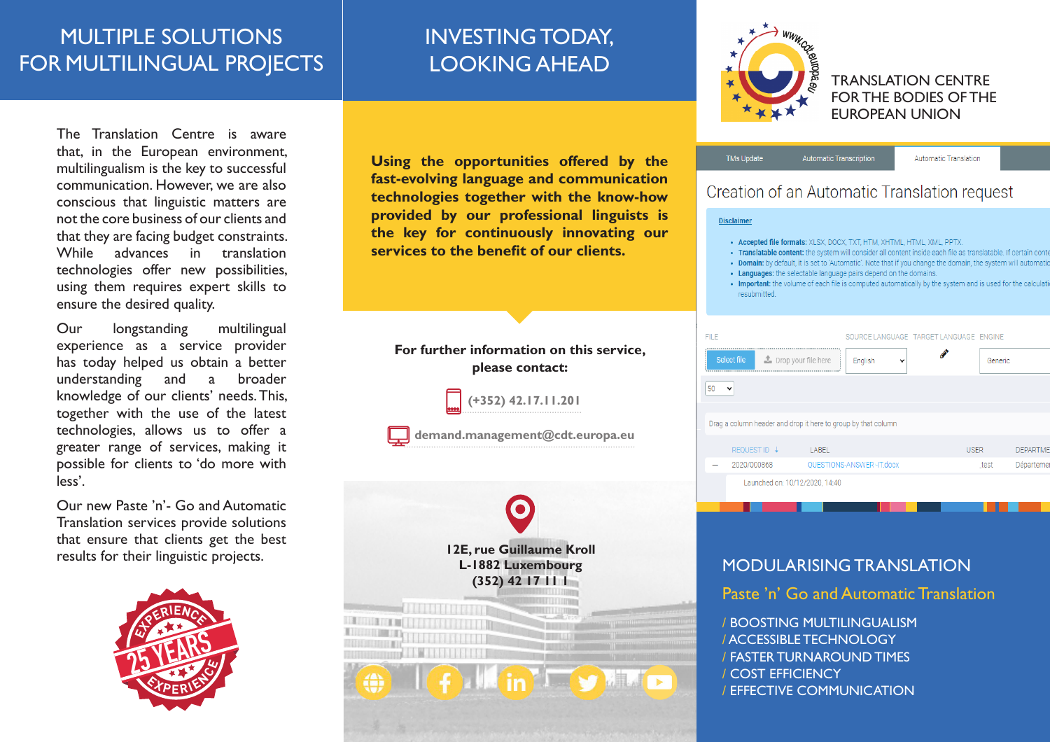# MULTIPLE SOLUTIONS FOR MULTILINGUAL PROJECTS

The Translation Centre is aware that, in the European environment, multilingualism is the key to successful communication. However, we are also conscious that linguistic matters are not the core business of our clients and that they are facing budget constraints. While advances in translation technologies offer new possibilities, using them requires expert skills to ensure the desired quality.

Our longstanding multilingual experience as a service provider has today helped us obtain a better understanding and a broader knowledge of our clients' needs. This, together with the use of the latest technologies, allows us to offer a greater range of services, making it possible for clients to 'do more with less'.

Our new Paste 'n'- Go and Automatic Translation services provide solutions that ensure that clients get the best results for their linguistic projects.

# INVESTING TODAY, LOOKING AHEAD

**Using the opportunities offered by the fast-evolving language and communication technologies together with the know-how provided by our professional linguists is the key for continuously innovating our services to the benefit of our clients.**

**For further information on this service, please contact:**

(+352) 42.17.11.201

demand.management@cdt.europa.eu

12E, rue Guillaume Kroll
L-1882 Luxembourg
(352) 42 17 11 1

TRANSLATION CENTRE FOR THE BODIES OF THE EUROPEAN UNION

# MODULARISING TRANSLATION

## Paste 'n' Go and Automatic Translation

/ BOOSTING MULTILINGUALISM
/ ACCESSIBLE TECHNOLOGY
/ FASTER TURNAROUND TIMES
/ COST EFFICIENCY
/ EFFECTIVE COMMUNICATION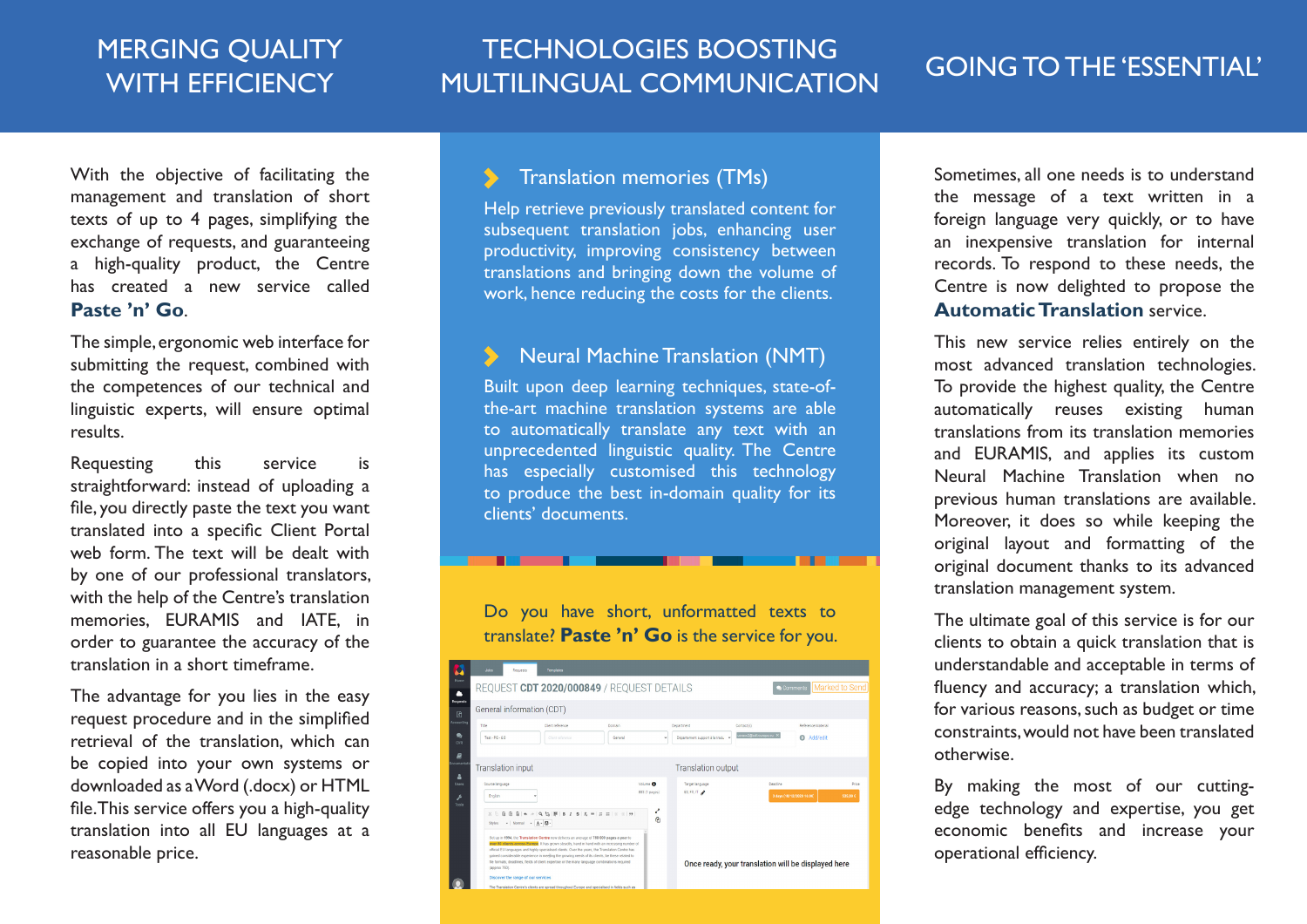## MERGING QUALITY WITH EFFICIENCY

With the objective of facilitating the management and translation of short texts of up to 4 pages, simplifying the exchange of requests, and guaranteeing a high-quality product, the Centre has created a new service called **Paste ’n’ Go**.

The simple, ergonomic web interface for submitting the request, combined with the competences of our technical and linguistic experts, will ensure optimal results.

Requesting this service is straightforward: instead of uploading a file, you directly paste the text you want translated into a specific Client Portal web form. The text will be dealt with by one of our professional translators, with the help of the Centre’s translation memories, EURAMIS and IATE, in order to guarantee the accuracy of the translation in a short timeframe.

The advantage for you lies in the easy request procedure and in the simplified retrieval of the translation, which can be copied into your own systems or downloaded as a Word (.docx) or HTML file. This service offers you a high-quality translation into all EU languages at a reasonable price.

## TECHNOLOGIES BOOSTING MULTILINGUAL COMMUNICATION

### Translation memories (TMs)

Help retrieve previously translated content for subsequent translation jobs, enhancing user productivity, improving consistency between translations and bringing down the volume of work, hence reducing the costs for the clients.

### Neural Machine Translation (NMT)

Built upon deep learning techniques, state-of-the-art machine translation systems are able to automatically translate any text with an unprecedented linguistic quality. The Centre has especially customised this technology to produce the best in-domain quality for its clients’ documents.

Do you have short, unformatted texts to translate? **Paste ’n’ Go** is the service for you.

## GOING TO THE ‘ESSENTIAL’

Sometimes, all one needs is to understand the message of a text written in a foreign language very quickly, or to have an inexpensive translation for internal records. To respond to these needs, the Centre is now delighted to propose the **Automatic Translation** service.

This new service relies entirely on the most advanced translation technologies. To provide the highest quality, the Centre automatically reuses existing human translations from its translation memories and EURAMIS, and applies its custom Neural Machine Translation when no previous human translations are available. Moreover, it does so while keeping the original layout and formatting of the original document thanks to its advanced translation management system.

The ultimate goal of this service is for our clients to obtain a quick translation that is understandable and acceptable in terms of fluency and accuracy; a translation which, for various reasons, such as budget or time constraints, would not have been translated otherwise.

By making the most of our cutting-edge technology and expertise, you get economic benefits and increase your operational efficiency.